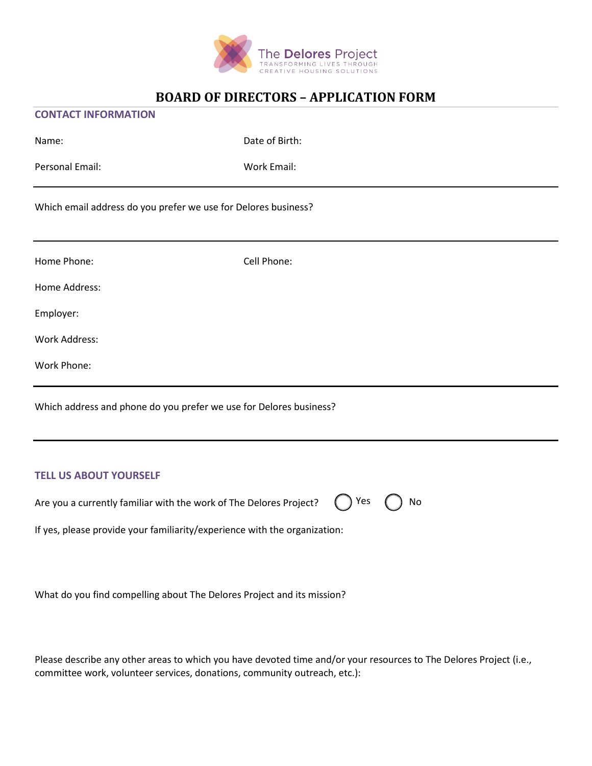The Delores Project
TRANSFORMING LIVES THROUGH CREATIVE HOUSING SOLUTIONS

# BOARD OF DIRECTORS – APPLICATION FORM

## CONTACT INFORMATION

Name: Date of Birth:

Personal Email: Work Email:

---

Which email address do you prefer we use for Delores business?

---

Home Phone: Cell Phone:

Home Address:

Employer:

Work Address:

Work Phone:

---

Which address and phone do you prefer we use for Delores business?

---

## TELL US ABOUT YOURSELF

Are you a currently familiar with the work of The Delores Project? ◯ Yes ◯ No

If yes, please provide your familiarity/experience with the organization:

What do you find compelling about The Delores Project and its mission?

Please describe any other areas to which you have devoted time and/or your resources to The Delores Project (i.e., committee work, volunteer services, donations, community outreach, etc.):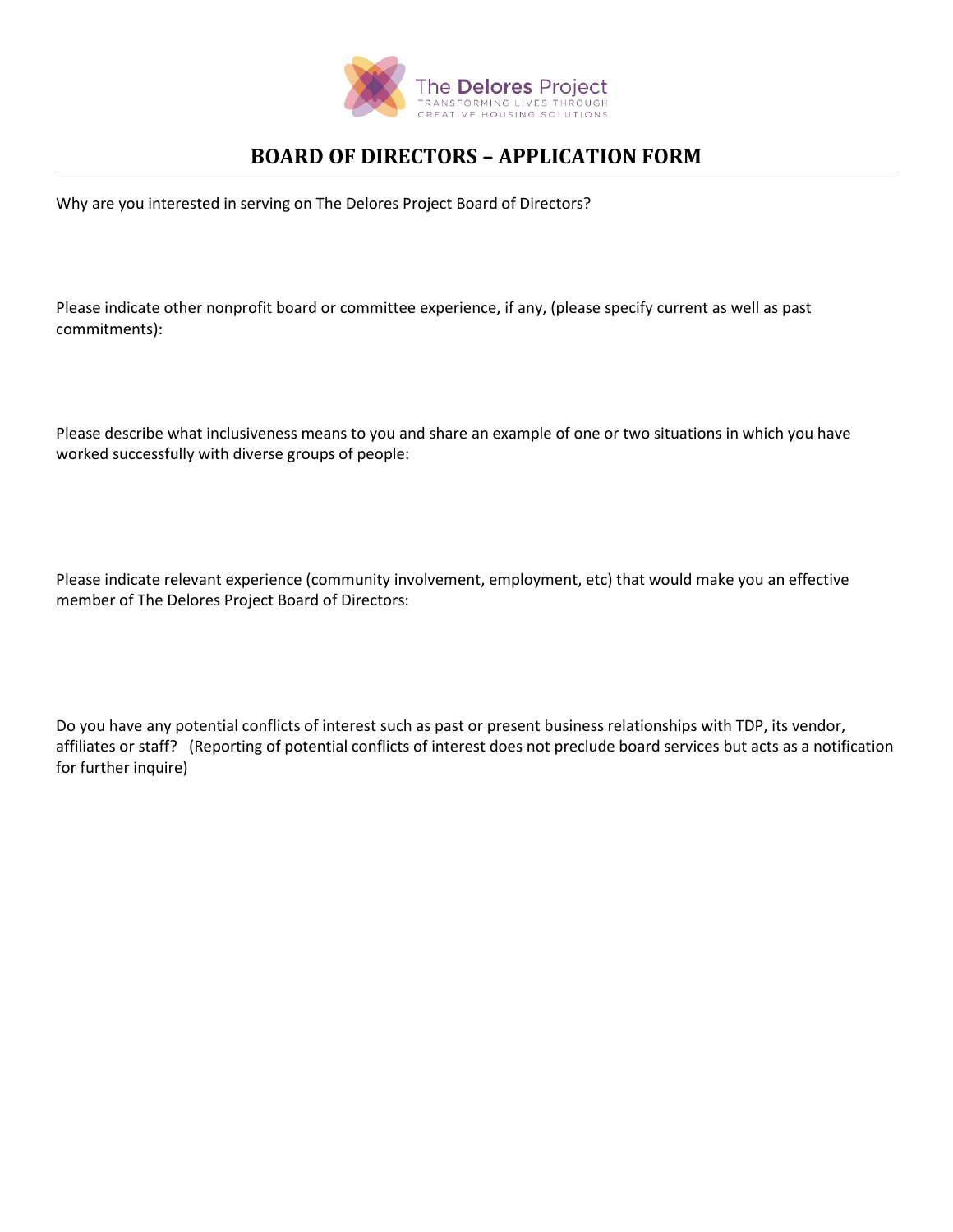The Delores Project
TRANSFORMING LIVES THROUGH CREATIVE HOUSING SOLUTIONS

# BOARD OF DIRECTORS – APPLICATION FORM

Why are you interested in serving on The Delores Project Board of Directors?

Please indicate other nonprofit board or committee experience, if any, (please specify current as well as past commitments):

Please describe what inclusiveness means to you and share an example of one or two situations in which you have worked successfully with diverse groups of people:

Please indicate relevant experience (community involvement, employment, etc) that would make you an effective member of The Delores Project Board of Directors:

Do you have any potential conflicts of interest such as past or present business relationships with TDP, its vendor, affiliates or staff? (Reporting of potential conflicts of interest does not preclude board services but acts as a notification for further inquire)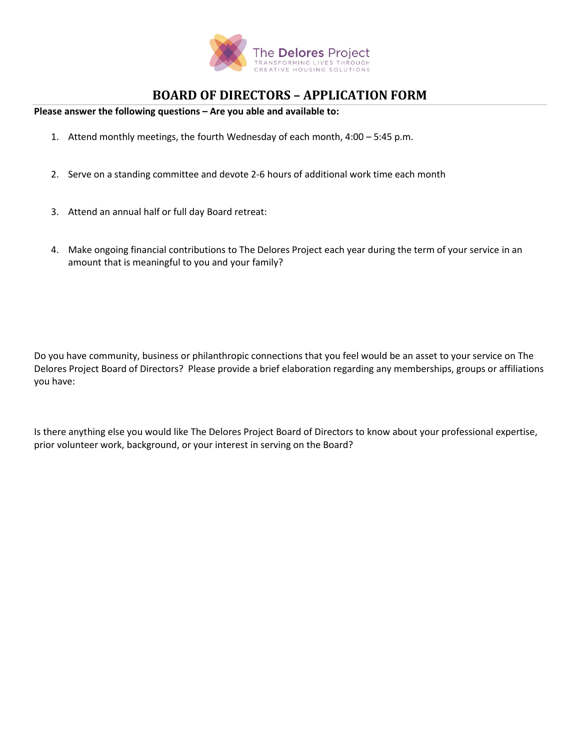The Delores Project
TRANSFORMING LIVES THROUGH CREATIVE HOUSING SOLUTIONS

# BOARD OF DIRECTORS – APPLICATION FORM

**Please answer the following questions – Are you able and available to:**

1. Attend monthly meetings, the fourth Wednesday of each month, 4:00 – 5:45 p.m.

2. Serve on a standing committee and devote 2-6 hours of additional work time each month

3. Attend an annual half or full day Board retreat:

4. Make ongoing financial contributions to The Delores Project each year during the term of your service in an amount that is meaningful to you and your family?

Do you have community, business or philanthropic connections that you feel would be an asset to your service on The Delores Project Board of Directors? Please provide a brief elaboration regarding any memberships, groups or affiliations you have:

Is there anything else you would like The Delores Project Board of Directors to know about your professional expertise, prior volunteer work, background, or your interest in serving on the Board?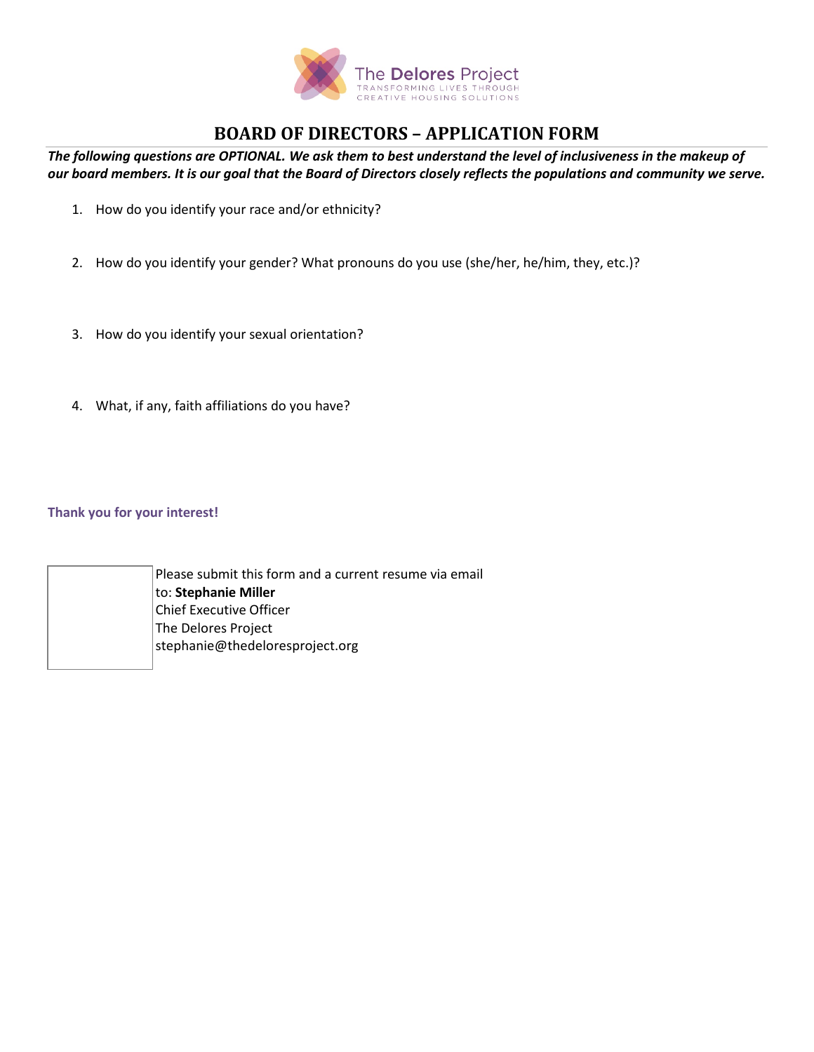The Delores Project
TRANSFORMING LIVES THROUGH
CREATIVE HOUSING SOLUTIONS

# BOARD OF DIRECTORS – APPLICATION FORM

***The following questions are OPTIONAL. We ask them to best understand the level of inclusiveness in the makeup of our board members. It is our goal that the Board of Directors closely reflects the populations and community we serve.***

1. How do you identify your race and/or ethnicity?

2. How do you identify your gender? What pronouns do you use (she/her, he/him, they, etc.)?

3. How do you identify your sexual orientation?

4. What, if any, faith affiliations do you have?

**Thank you for your interest!**

Please submit this form and a current resume via email to: **Stephanie Miller**
Chief Executive Officer
The Delores Project
stephanie@thedeloresproject.org